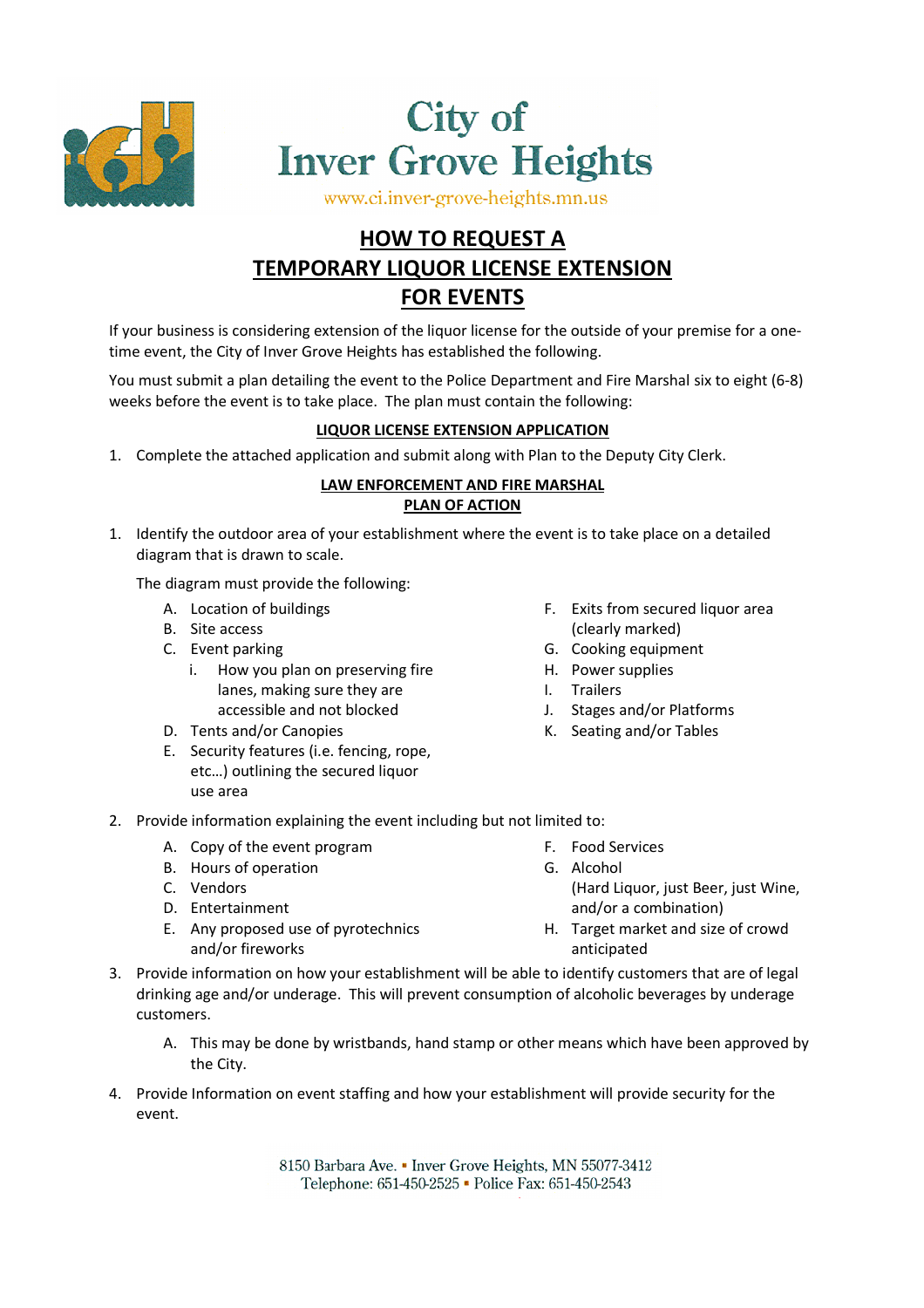# City of Inver Grove Heights

www.ci.inver-grove-heights.mn.us

# HOW TO REQUEST A TEMPORARY LIQUOR LICENSE EXTENSION FOR EVENTS

If your business is considering extension of the liquor license for the outside of your premise for a one-time event, the City of Inver Grove Heights has established the following.

You must submit a plan detailing the event to the Police Department and Fire Marshal six to eight (6-8) weeks before the event is to take place. The plan must contain the following:

## LIQUOR LICENSE EXTENSION APPLICATION

1. Complete the attached application and submit along with Plan to the Deputy City Clerk.

## LAW ENFORCEMENT AND FIRE MARSHAL PLAN OF ACTION

1. Identify the outdoor area of your establishment where the event is to take place on a detailed diagram that is drawn to scale.

   The diagram must provide the following:

   A. Location of buildings
   B. Site access
   C. Event parking
      i. How you plan on preserving fire lanes, making sure they are accessible and not blocked
   D. Tents and/or Canopies
   E. Security features (i.e. fencing, rope, etc…) outlining the secured liquor use area
   F. Exits from secured liquor area (clearly marked)
   G. Cooking equipment
   H. Power supplies
   I. Trailers
   J. Stages and/or Platforms
   K. Seating and/or Tables

2. Provide information explaining the event including but not limited to:

   A. Copy of the event program
   B. Hours of operation
   C. Vendors
   D. Entertainment
   E. Any proposed use of pyrotechnics and/or fireworks
   F. Food Services
   G. Alcohol (Hard Liquor, just Beer, just Wine, and/or a combination)
   H. Target market and size of crowd anticipated

3. Provide information on how your establishment will be able to identify customers that are of legal drinking age and/or underage. This will prevent consumption of alcoholic beverages by underage customers.

   A. This may be done by wristbands, hand stamp or other means which have been approved by the City.

4. Provide Information on event staffing and how your establishment will provide security for the event.

8150 Barbara Ave. ▪ Inver Grove Heights, MN 55077-3412
Telephone: 651-450-2525 ▪ Police Fax: 651-450-2543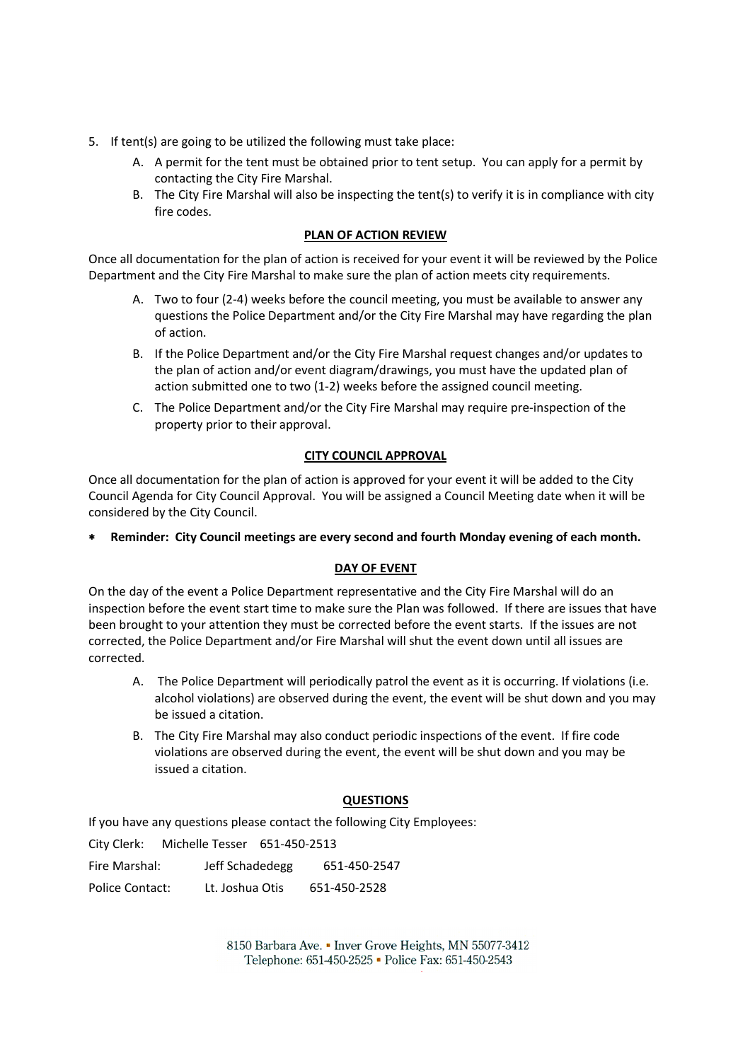5. If tent(s) are going to be utilized the following must take place:
   A. A permit for the tent must be obtained prior to tent setup. You can apply for a permit by contacting the City Fire Marshal.
   B. The City Fire Marshal will also be inspecting the tent(s) to verify it is in compliance with city fire codes.

## PLAN OF ACTION REVIEW

Once all documentation for the plan of action is received for your event it will be reviewed by the Police Department and the City Fire Marshal to make sure the plan of action meets city requirements.

A. Two to four (2-4) weeks before the council meeting, you must be available to answer any questions the Police Department and/or the City Fire Marshal may have regarding the plan of action.

B. If the Police Department and/or the City Fire Marshal request changes and/or updates to the plan of action and/or event diagram/drawings, you must have the updated plan of action submitted one to two (1-2) weeks before the assigned council meeting.

C. The Police Department and/or the City Fire Marshal may require pre-inspection of the property prior to their approval.

## CITY COUNCIL APPROVAL

Once all documentation for the plan of action is approved for your event it will be added to the City Council Agenda for City Council Approval. You will be assigned a Council Meeting date when it will be considered by the City Council.

- **Reminder: City Council meetings are every second and fourth Monday evening of each month.**

## DAY OF EVENT

On the day of the event a Police Department representative and the City Fire Marshal will do an inspection before the event start time to make sure the Plan was followed. If there are issues that have been brought to your attention they must be corrected before the event starts. If the issues are not corrected, the Police Department and/or Fire Marshal will shut the event down until all issues are corrected.

A. The Police Department will periodically patrol the event as it is occurring. If violations (i.e. alcohol violations) are observed during the event, the event will be shut down and you may be issued a citation.

B. The City Fire Marshal may also conduct periodic inspections of the event. If fire code violations are observed during the event, the event will be shut down and you may be issued a citation.

## QUESTIONS

If you have any questions please contact the following City Employees:

City Clerk: Michelle Tesser 651-450-2513

Fire Marshal: Jeff Schadedegg 651-450-2547

Police Contact: Lt. Joshua Otis 651-450-2528

8150 Barbara Ave. ▪ Inver Grove Heights, MN 55077-3412
Telephone: 651-450-2525 ▪ Police Fax: 651-450-2543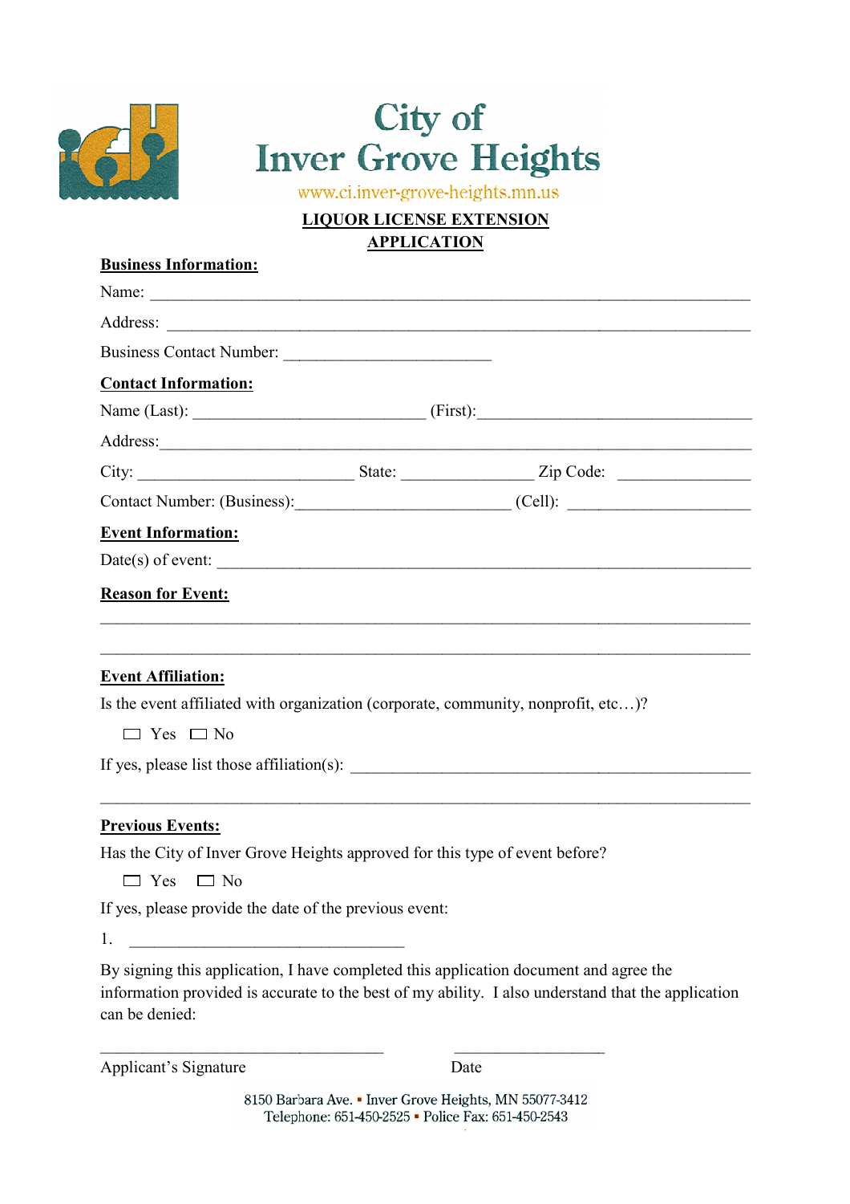# City of Inver Grove Heights

www.ci.inver-grove-heights.mn.us

## LIQUOR LICENSE EXTENSION APPLICATION

**Business Information:**

Name: ______________________________________________________________________

Address: ____________________________________________________________________

Business Contact Number: _________________________

**Contact Information:**

Name (Last): ___________________________ (First):__________________________________

Address:____________________________________________________________________

City: _________________________ State: _______________ Zip Code: _______________

Contact Number: (Business):_________________________ (Cell): _____________________

**Event Information:**

Date(s) of event: ______________________________________________________________

**Reason for Event:**

____________________________________________________________________________

____________________________________________________________________________

**Event Affiliation:**

Is the event affiliated with organization (corporate, community, nonprofit, etc…)?

☐ Yes ☐ No

If yes, please list those affiliation(s): ______________________________________________

____________________________________________________________________________

**Previous Events:**

Has the City of Inver Grove Heights approved for this type of event before?

☐ Yes ☐ No

If yes, please provide the date of the previous event:

1. ________________________________

By signing this application, I have completed this application document and agree the information provided is accurate to the best of my ability. I also understand that the application can be denied:

_________________________________ __________________

Applicant's Signature Date

8150 Barbara Ave. ▪ Inver Grove Heights, MN 55077-3412
Telephone: 651-450-2525 ▪ Police Fax: 651-450-2543